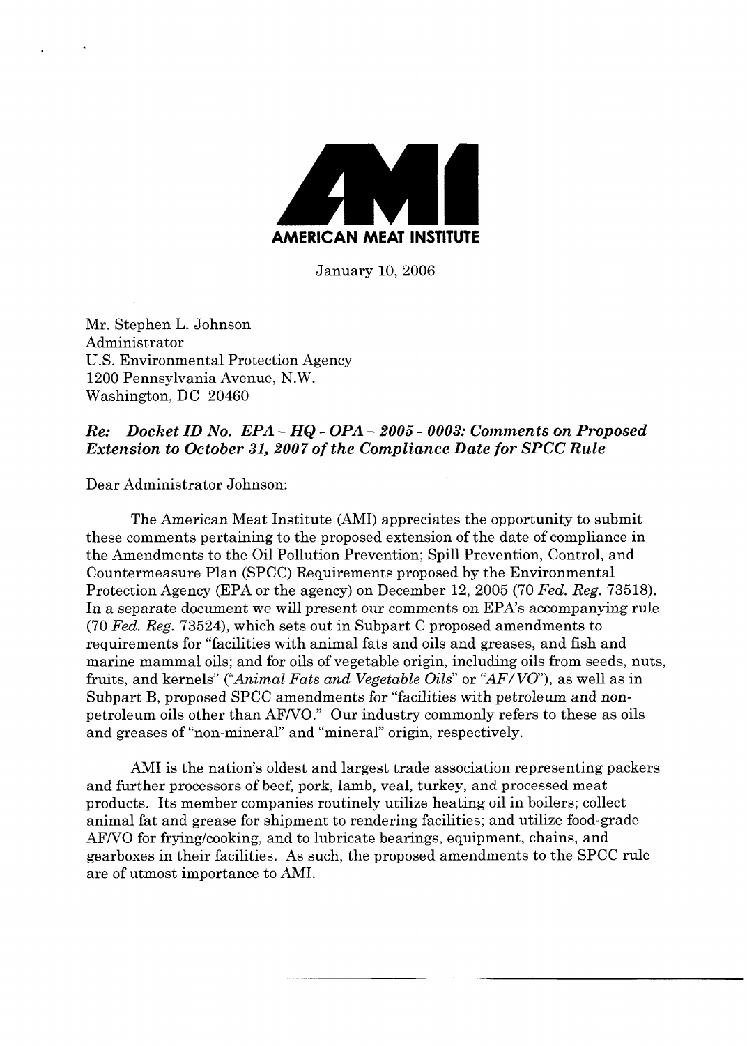**AMERICAN MEAT INSTITUTE**

January 10, 2006

Mr. Stephen L. Johnson
Administrator
U.S. Environmental Protection Agency
1200 Pennsylvania Avenue, N.W.
Washington, DC 20460

***Re: Docket ID No. EPA – HQ - OPA – 2005 - 0003: Comments on Proposed Extension to October 31, 2007 of the Compliance Date for SPCC Rule***

Dear Administrator Johnson:

The American Meat Institute (AMI) appreciates the opportunity to submit these comments pertaining to the proposed extension of the date of compliance in the Amendments to the Oil Pollution Prevention; Spill Prevention, Control, and Countermeasure Plan (SPCC) Requirements proposed by the Environmental Protection Agency (EPA or the agency) on December 12, 2005 (70 *Fed. Reg.* 73518). In a separate document we will present our comments on EPA's accompanying rule (70 *Fed. Reg.* 73524), which sets out in Subpart C proposed amendments to requirements for "facilities with animal fats and oils and greases, and fish and marine mammal oils; and for oils of vegetable origin, including oils from seeds, nuts, fruits, and kernels" (*"Animal Fats and Vegetable Oils"* or *"AF/VO"*), as well as in Subpart B, proposed SPCC amendments for "facilities with petroleum and non-petroleum oils other than AF/VO." Our industry commonly refers to these as oils and greases of "non-mineral" and "mineral" origin, respectively.

AMI is the nation's oldest and largest trade association representing packers and further processors of beef, pork, lamb, veal, turkey, and processed meat products. Its member companies routinely utilize heating oil in boilers; collect animal fat and grease for shipment to rendering facilities; and utilize food-grade AF/VO for frying/cooking, and to lubricate bearings, equipment, chains, and gearboxes in their facilities. As such, the proposed amendments to the SPCC rule are of utmost importance to AMI.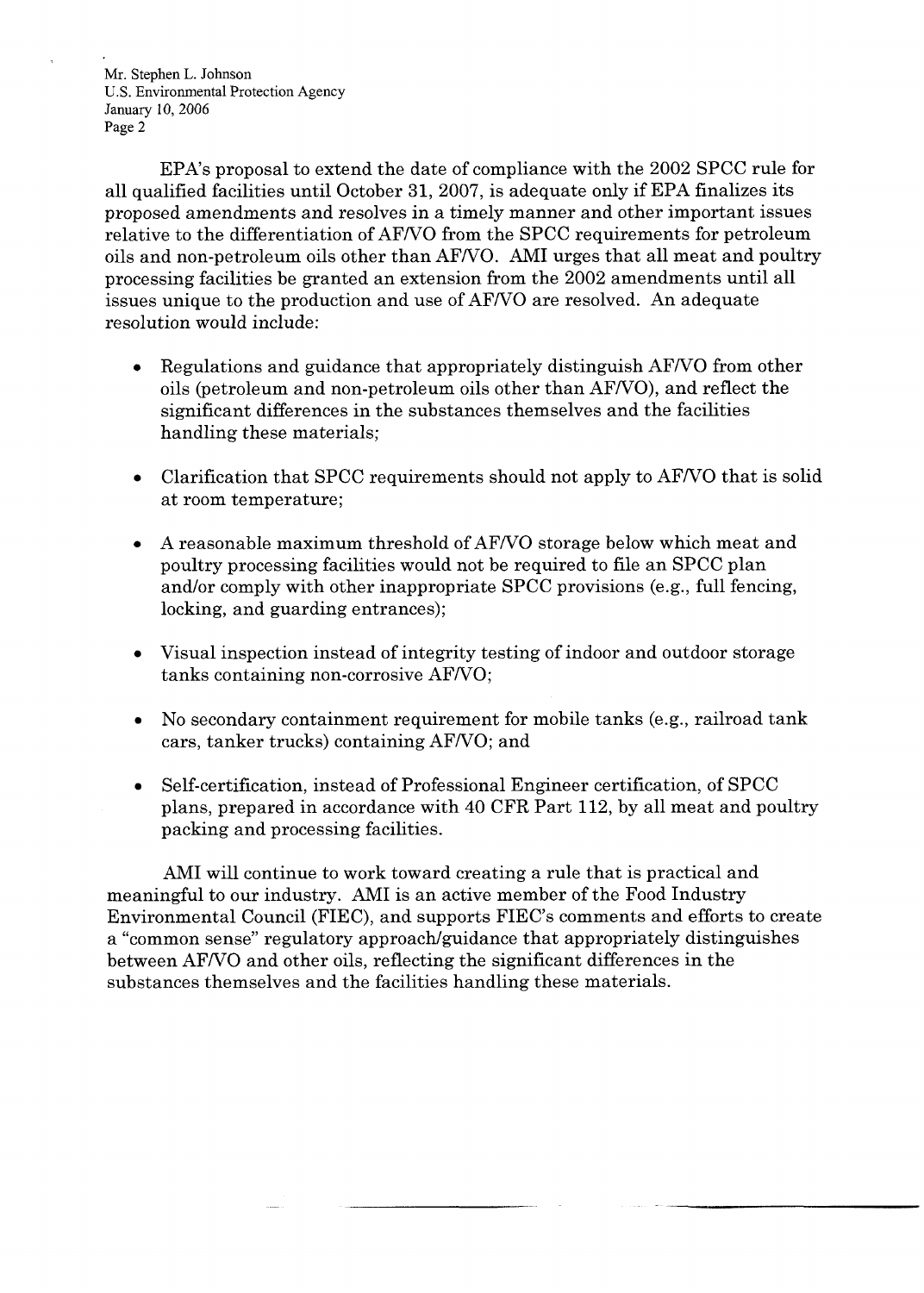EPA's proposal to extend the date of compliance with the 2002 SPCC rule for all qualified facilities until October 31, 2007, is adequate only if EPA finalizes its proposed amendments and resolves in a timely manner and other important issues relative to the differentiation of AF/VO from the SPCC requirements for petroleum oils and non-petroleum oils other than AF/VO. AMI urges that all meat and poultry processing facilities be granted an extension from the 2002 amendments until all issues unique to the production and use of AF/VO are resolved. An adequate resolution would include:

- Regulations and guidance that appropriately distinguish AF/VO from other oils (petroleum and non-petroleum oils other than AF/VO), and reflect the significant differences in the substances themselves and the facilities handling these materials;

- Clarification that SPCC requirements should not apply to AF/VO that is solid at room temperature;

- A reasonable maximum threshold of AF/VO storage below which meat and poultry processing facilities would not be required to file an SPCC plan and/or comply with other inappropriate SPCC provisions (e.g., full fencing, locking, and guarding entrances);

- Visual inspection instead of integrity testing of indoor and outdoor storage tanks containing non-corrosive AF/VO;

- No secondary containment requirement for mobile tanks (e.g., railroad tank cars, tanker trucks) containing AF/VO; and

- Self-certification, instead of Professional Engineer certification, of SPCC plans, prepared in accordance with 40 CFR Part 112, by all meat and poultry packing and processing facilities.

AMI will continue to work toward creating a rule that is practical and meaningful to our industry. AMI is an active member of the Food Industry Environmental Council (FIEC), and supports FIEC's comments and efforts to create a "common sense" regulatory approach/guidance that appropriately distinguishes between AF/VO and other oils, reflecting the significant differences in the substances themselves and the facilities handling these materials.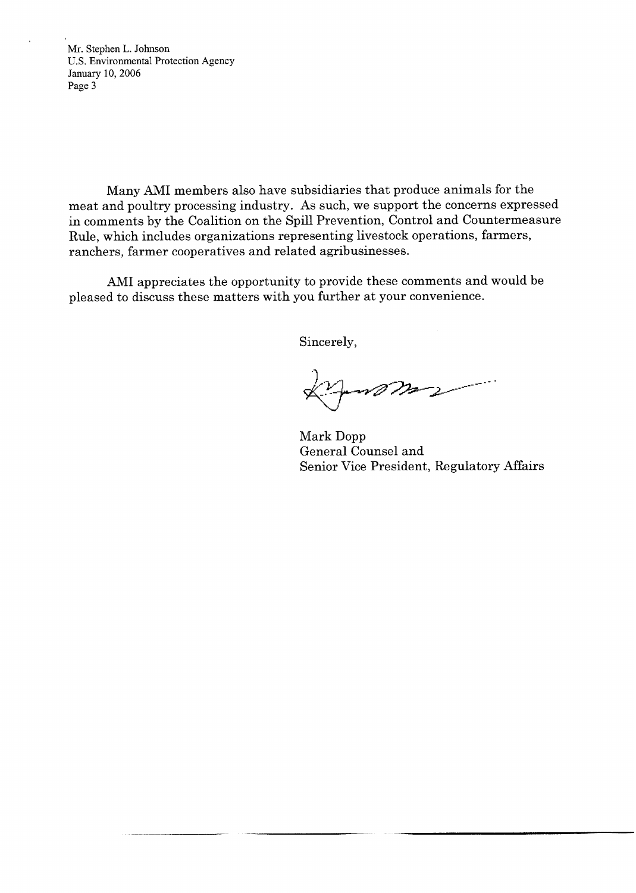Many AMI members also have subsidiaries that produce animals for the meat and poultry processing industry. As such, we support the concerns expressed in comments by the Coalition on the Spill Prevention, Control and Countermeasure Rule, which includes organizations representing livestock operations, farmers, ranchers, farmer cooperatives and related agribusinesses.

AMI appreciates the opportunity to provide these comments and would be pleased to discuss these matters with you further at your convenience.

Sincerely,

Mark Dopp
General Counsel and
Senior Vice President, Regulatory Affairs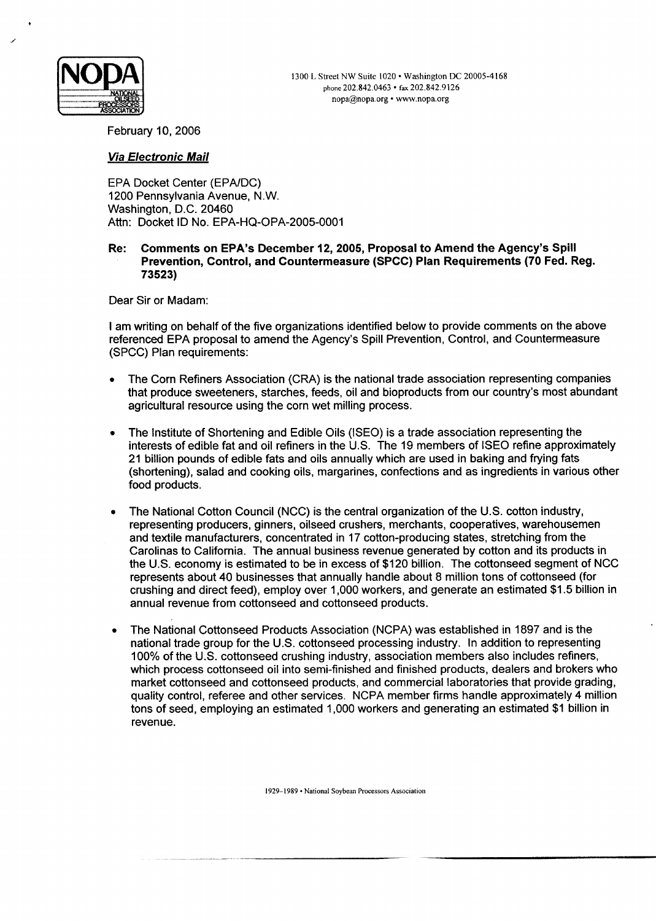NOPA

NATIONAL OILSEED PROCESSORS ASSOCIATION

1300 L Street NW Suite 1020 • Washington DC 20005-4168
phone 202.842.0463 • fax 202.842.9126
nopa@nopa.org • www.nopa.org

February 10, 2006

***Via Electronic Mail***

EPA Docket Center (EPA/DC)
1200 Pennsylvania Avenue, N.W.
Washington, D.C. 20460
Attn: Docket ID No. EPA-HQ-OPA-2005-0001

**Re: Comments on EPA's December 12, 2005, Proposal to Amend the Agency's Spill Prevention, Control, and Countermeasure (SPCC) Plan Requirements (70 Fed. Reg. 73523)**

Dear Sir or Madam:

I am writing on behalf of the five organizations identified below to provide comments on the above referenced EPA proposal to amend the Agency's Spill Prevention, Control, and Countermeasure (SPCC) Plan requirements:

- The Corn Refiners Association (CRA) is the national trade association representing companies that produce sweeteners, starches, feeds, oil and bioproducts from our country's most abundant agricultural resource using the corn wet milling process.
- The Institute of Shortening and Edible Oils (ISEO) is a trade association representing the interests of edible fat and oil refiners in the U.S. The 19 members of ISEO refine approximately 21 billion pounds of edible fats and oils annually which are used in baking and frying fats (shortening), salad and cooking oils, margarines, confections and as ingredients in various other food products.
- The National Cotton Council (NCC) is the central organization of the U.S. cotton industry, representing producers, ginners, oilseed crushers, merchants, cooperatives, warehousemen and textile manufacturers, concentrated in 17 cotton-producing states, stretching from the Carolinas to California. The annual business revenue generated by cotton and its products in the U.S. economy is estimated to be in excess of $120 billion. The cottonseed segment of NCC represents about 40 businesses that annually handle about 8 million tons of cottonseed (for crushing and direct feed), employ over 1,000 workers, and generate an estimated $1.5 billion in annual revenue from cottonseed and cottonseed products.
- The National Cottonseed Products Association (NCPA) was established in 1897 and is the national trade group for the U.S. cottonseed processing industry. In addition to representing 100% of the U.S. cottonseed crushing industry, association members also includes refiners, which process cottonseed oil into semi-finished and finished products, dealers and brokers who market cottonseed and cottonseed products, and commercial laboratories that provide grading, quality control, referee and other services. NCPA member firms handle approximately 4 million tons of seed, employing an estimated 1,000 workers and generating an estimated $1 billion in revenue.

1929–1989 • National Soybean Processors Association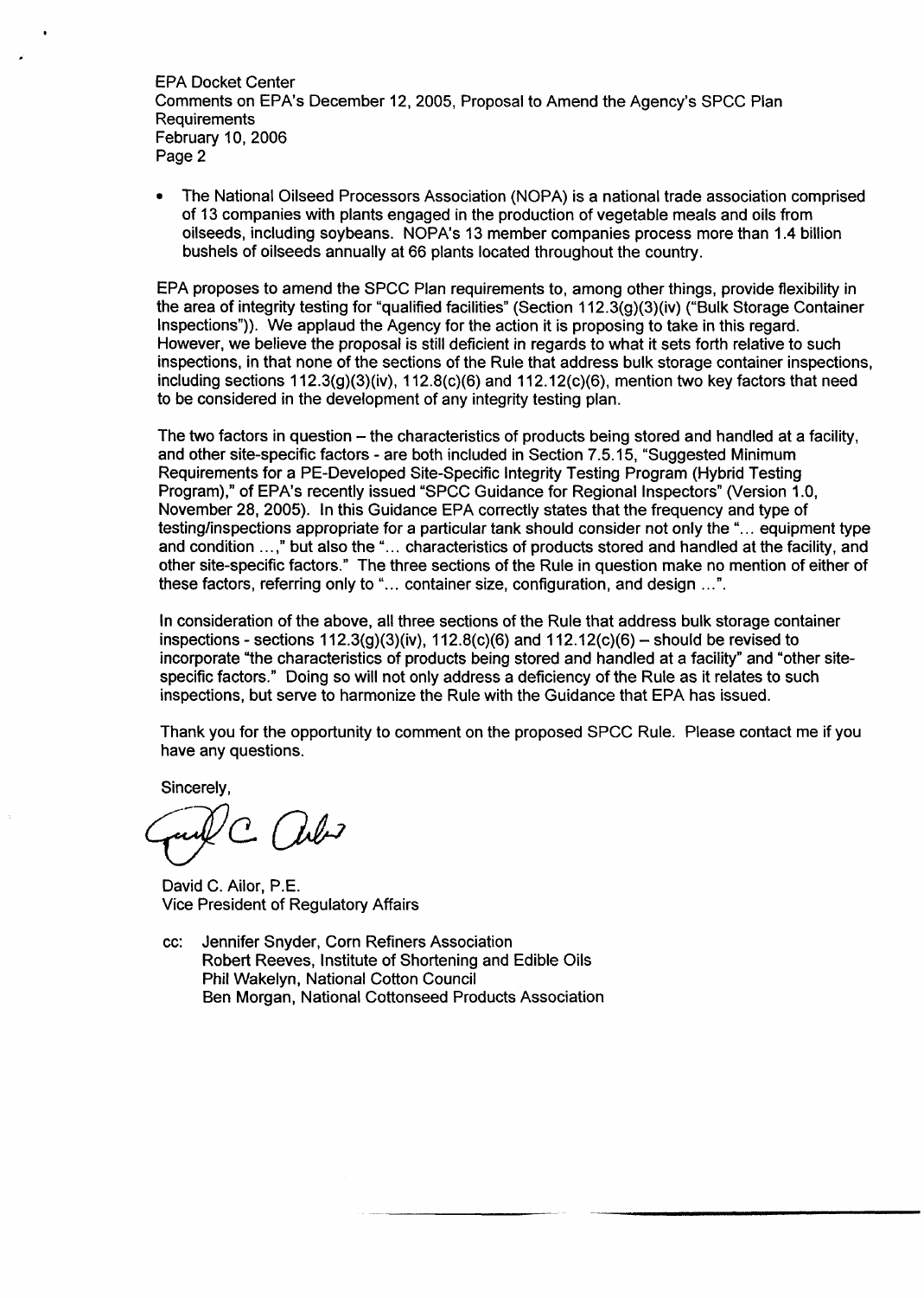- The National Oilseed Processors Association (NOPA) is a national trade association comprised of 13 companies with plants engaged in the production of vegetable meals and oils from oilseeds, including soybeans. NOPA's 13 member companies process more than 1.4 billion bushels of oilseeds annually at 66 plants located throughout the country.

EPA proposes to amend the SPCC Plan requirements to, among other things, provide flexibility in the area of integrity testing for "qualified facilities" (Section 112.3(g)(3)(iv) ("Bulk Storage Container Inspections")). We applaud the Agency for the action it is proposing to take in this regard. However, we believe the proposal is still deficient in regards to what it sets forth relative to such inspections, in that none of the sections of the Rule that address bulk storage container inspections, including sections 112.3(g)(3)(iv), 112.8(c)(6) and 112.12(c)(6), mention two key factors that need to be considered in the development of any integrity testing plan.

The two factors in question – the characteristics of products being stored and handled at a facility, and other site-specific factors - are both included in Section 7.5.15, "Suggested Minimum Requirements for a PE-Developed Site-Specific Integrity Testing Program (Hybrid Testing Program)," of EPA's recently issued "SPCC Guidance for Regional Inspectors" (Version 1.0, November 28, 2005). In this Guidance EPA correctly states that the frequency and type of testing/inspections appropriate for a particular tank should consider not only the "... equipment type and condition ...," but also the "... characteristics of products stored and handled at the facility, and other site-specific factors." The three sections of the Rule in question make no mention of either of these factors, referring only to "... container size, configuration, and design ...".

In consideration of the above, all three sections of the Rule that address bulk storage container inspections - sections 112.3(g)(3)(iv), 112.8(c)(6) and 112.12(c)(6) – should be revised to incorporate "the characteristics of products being stored and handled at a facility" and "other site-specific factors." Doing so will not only address a deficiency of the Rule as it relates to such inspections, but serve to harmonize the Rule with the Guidance that EPA has issued.

Thank you for the opportunity to comment on the proposed SPCC Rule. Please contact me if you have any questions.

Sincerely,

David C. Ailor, P.E.
Vice President of Regulatory Affairs

cc: Jennifer Snyder, Corn Refiners Association
Robert Reeves, Institute of Shortening and Edible Oils
Phil Wakelyn, National Cotton Council
Ben Morgan, National Cottonseed Products Association